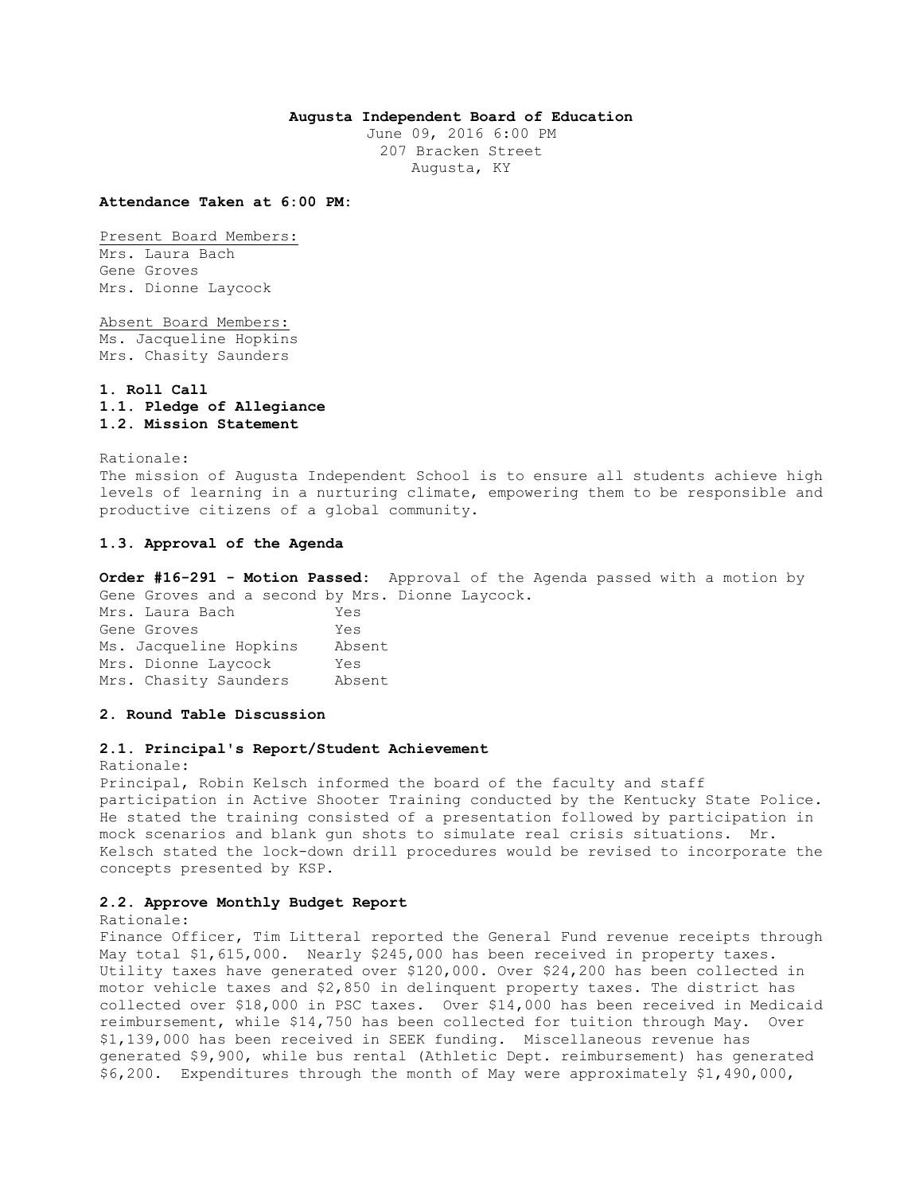**Augusta Independent Board of Education**

June 09, 2016 6:00 PM
207 Bracken Street
Augusta, KY

**Attendance Taken at 6:00 PM:**

Present Board Members:
Mrs. Laura Bach
Gene Groves
Mrs. Dionne Laycock

Absent Board Members:
Ms. Jacqueline Hopkins
Mrs. Chasity Saunders

**1. Roll Call**

**1.1. Pledge of Allegiance**

**1.2. Mission Statement**

Rationale:
The mission of Augusta Independent School is to ensure all students achieve high levels of learning in a nurturing climate, empowering them to be responsible and productive citizens of a global community.

**1.3. Approval of the Agenda**

**Order #16-291 - Motion Passed:** Approval of the Agenda passed with a motion by Gene Groves and a second by Mrs. Dionne Laycock.

| | |
|---|---|
| Mrs. Laura Bach | Yes |
| Gene Groves | Yes |
| Ms. Jacqueline Hopkins | Absent |
| Mrs. Dionne Laycock | Yes |
| Mrs. Chasity Saunders | Absent |

**2. Round Table Discussion**

**2.1. Principal's Report/Student Achievement**

Rationale:
Principal, Robin Kelsch informed the board of the faculty and staff participation in Active Shooter Training conducted by the Kentucky State Police. He stated the training consisted of a presentation followed by participation in mock scenarios and blank gun shots to simulate real crisis situations. Mr. Kelsch stated the lock-down drill procedures would be revised to incorporate the concepts presented by KSP.

**2.2. Approve Monthly Budget Report**

Rationale:
Finance Officer, Tim Litteral reported the General Fund revenue receipts through May total $1,615,000. Nearly $245,000 has been received in property taxes. Utility taxes have generated over $120,000. Over $24,200 has been collected in motor vehicle taxes and $2,850 in delinquent property taxes. The district has collected over $18,000 in PSC taxes. Over $14,000 has been received in Medicaid reimbursement, while $14,750 has been collected for tuition through May. Over $1,139,000 has been received in SEEK funding. Miscellaneous revenue has generated $9,900, while bus rental (Athletic Dept. reimbursement) has generated $6,200. Expenditures through the month of May were approximately $1,490,000,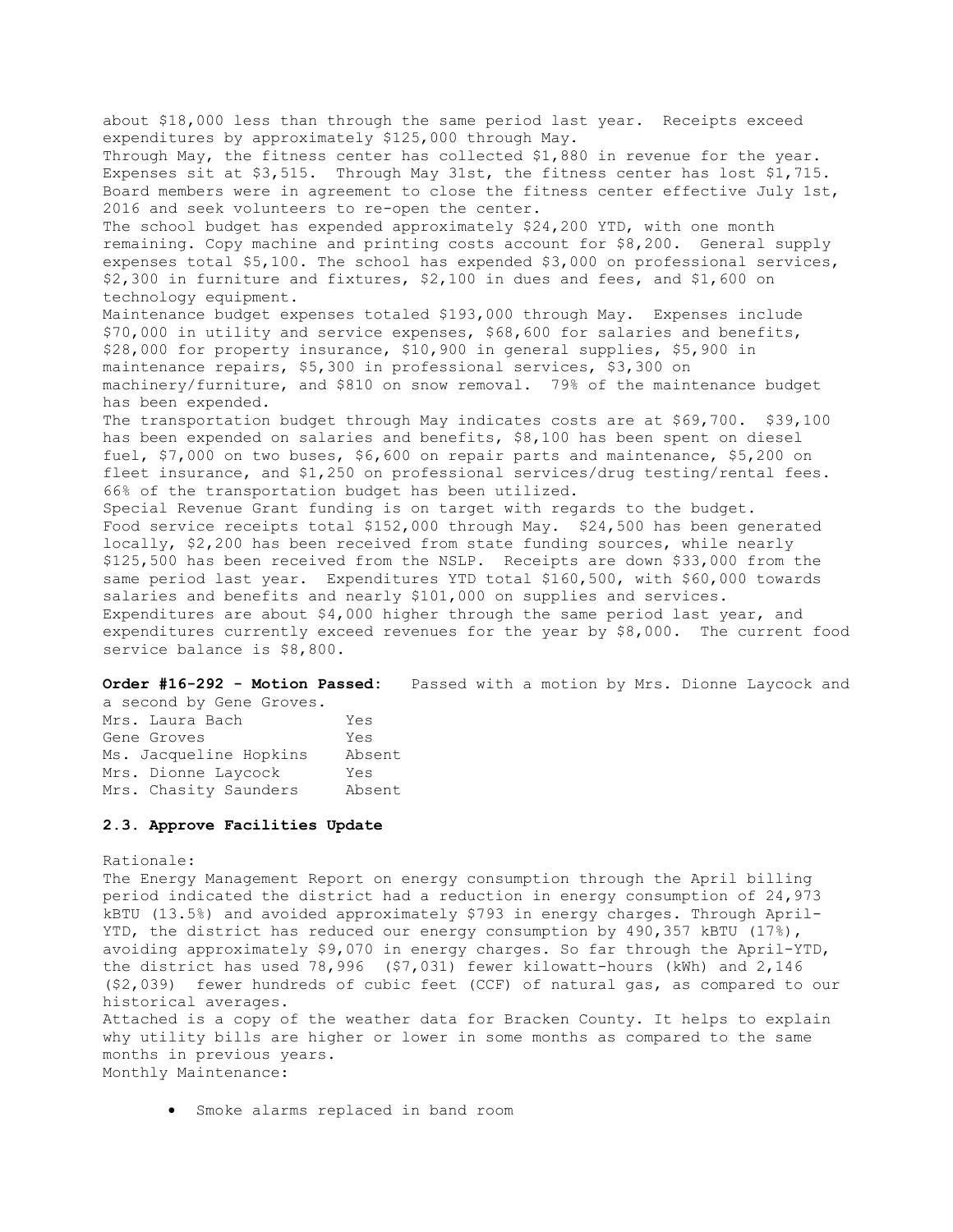about $18,000 less than through the same period last year. Receipts exceed expenditures by approximately $125,000 through May.

Through May, the fitness center has collected $1,880 in revenue for the year. Expenses sit at $3,515. Through May 31st, the fitness center has lost $1,715. Board members were in agreement to close the fitness center effective July 1st, 2016 and seek volunteers to re-open the center.

The school budget has expended approximately $24,200 YTD, with one month remaining. Copy machine and printing costs account for $8,200. General supply expenses total $5,100. The school has expended $3,000 on professional services, $2,300 in furniture and fixtures, $2,100 in dues and fees, and $1,600 on technology equipment.

Maintenance budget expenses totaled $193,000 through May. Expenses include $70,000 in utility and service expenses, $68,600 for salaries and benefits, $28,000 for property insurance, $10,900 in general supplies, $5,900 in maintenance repairs, $5,300 in professional services, $3,300 on machinery/furniture, and $810 on snow removal. 79% of the maintenance budget has been expended.

The transportation budget through May indicates costs are at $69,700. $39,100 has been expended on salaries and benefits, $8,100 has been spent on diesel fuel, $7,000 on two buses, $6,600 on repair parts and maintenance, $5,200 on fleet insurance, and $1,250 on professional services/drug testing/rental fees. 66% of the transportation budget has been utilized.

Special Revenue Grant funding is on target with regards to the budget.

Food service receipts total $152,000 through May. $24,500 has been generated locally, $2,200 has been received from state funding sources, while nearly $125,500 has been received from the NSLP. Receipts are down $33,000 from the same period last year. Expenditures YTD total $160,500, with $60,000 towards salaries and benefits and nearly $101,000 on supplies and services. Expenditures are about $4,000 higher through the same period last year, and expenditures currently exceed revenues for the year by $8,000. The current food service balance is $8,800.

**Order #16-292 - Motion Passed:** Passed with a motion by Mrs. Dionne Laycock and a second by Gene Groves.

| | |
|---|---|
| Mrs. Laura Bach | Yes |
| Gene Groves | Yes |
| Ms. Jacqueline Hopkins | Absent |
| Mrs. Dionne Laycock | Yes |
| Mrs. Chasity Saunders | Absent |

### 2.3. Approve Facilities Update

Rationale:

The Energy Management Report on energy consumption through the April billing period indicated the district had a reduction in energy consumption of 24,973 kBTU (13.5%) and avoided approximately $793 in energy charges. Through April-YTD, the district has reduced our energy consumption by 490,357 kBTU (17%), avoiding approximately $9,070 in energy charges. So far through the April-YTD, the district has used 78,996 ($7,031) fewer kilowatt-hours (kWh) and 2,146 ($2,039) fewer hundreds of cubic feet (CCF) of natural gas, as compared to our historical averages.

Attached is a copy of the weather data for Bracken County. It helps to explain why utility bills are higher or lower in some months as compared to the same months in previous years.

Monthly Maintenance:

- Smoke alarms replaced in band room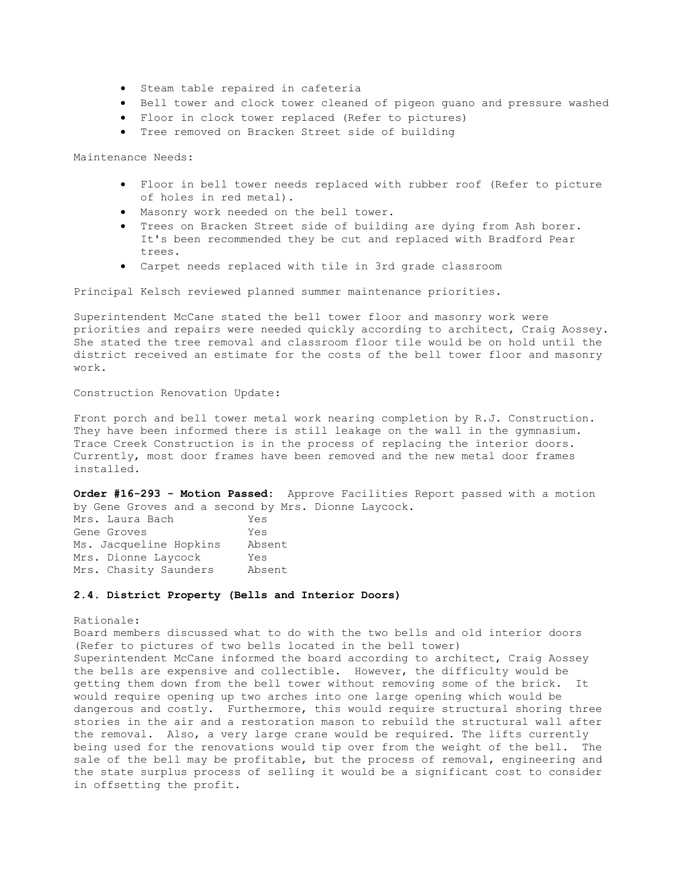- Steam table repaired in cafeteria
- Bell tower and clock tower cleaned of pigeon guano and pressure washed
- Floor in clock tower replaced (Refer to pictures)
- Tree removed on Bracken Street side of building

Maintenance Needs:

- Floor in bell tower needs replaced with rubber roof (Refer to picture of holes in red metal).
- Masonry work needed on the bell tower.
- Trees on Bracken Street side of building are dying from Ash borer. It's been recommended they be cut and replaced with Bradford Pear trees.
- Carpet needs replaced with tile in 3rd grade classroom

Principal Kelsch reviewed planned summer maintenance priorities.

Superintendent McCane stated the bell tower floor and masonry work were priorities and repairs were needed quickly according to architect, Craig Aossey. She stated the tree removal and classroom floor tile would be on hold until the district received an estimate for the costs of the bell tower floor and masonry work.

Construction Renovation Update:

Front porch and bell tower metal work nearing completion by R.J. Construction. They have been informed there is still leakage on the wall in the gymnasium. Trace Creek Construction is in the process of replacing the interior doors. Currently, most door frames have been removed and the new metal door frames installed.

**Order #16-293 - Motion Passed:** Approve Facilities Report passed with a motion by Gene Groves and a second by Mrs. Dionne Laycock.

| | |
|---|---|
| Mrs. Laura Bach | Yes |
| Gene Groves | Yes |
| Ms. Jacqueline Hopkins | Absent |
| Mrs. Dionne Laycock | Yes |
| Mrs. Chasity Saunders | Absent |

**2.4. District Property (Bells and Interior Doors)**

Rationale:
Board members discussed what to do with the two bells and old interior doors (Refer to pictures of two bells located in the bell tower)
Superintendent McCane informed the board according to architect, Craig Aossey the bells are expensive and collectible. However, the difficulty would be getting them down from the bell tower without removing some of the brick. It would require opening up two arches into one large opening which would be dangerous and costly. Furthermore, this would require structural shoring three stories in the air and a restoration mason to rebuild the structural wall after the removal. Also, a very large crane would be required. The lifts currently being used for the renovations would tip over from the weight of the bell. The sale of the bell may be profitable, but the process of removal, engineering and the state surplus process of selling it would be a significant cost to consider in offsetting the profit.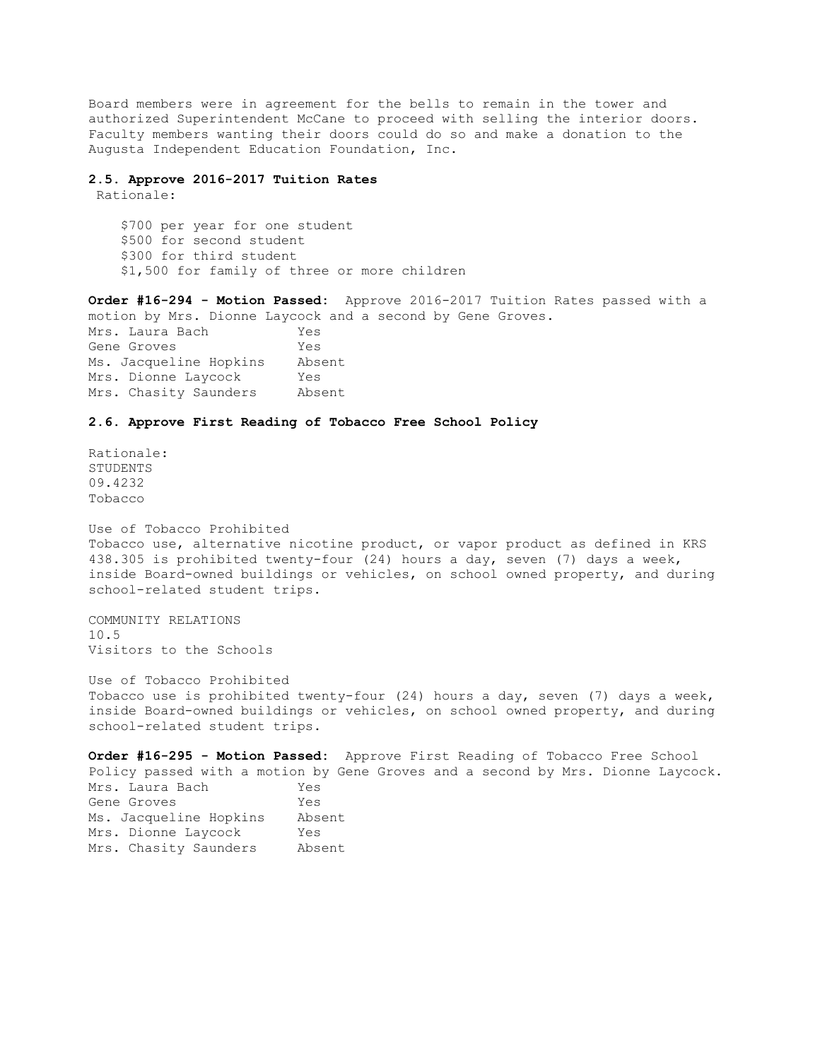Board members were in agreement for the bells to remain in the tower and authorized Superintendent McCane to proceed with selling the interior doors. Faculty members wanting their doors could do so and make a donation to the Augusta Independent Education Foundation, Inc.

**2.5. Approve 2016-2017 Tuition Rates**

Rationale:

$700 per year for one student
$500 for second student
$300 for third student
$1,500 for family of three or more children

**Order #16-294 - Motion Passed:** Approve 2016-2017 Tuition Rates passed with a motion by Mrs. Dionne Laycock and a second by Gene Groves.

| | |
|---|---|
| Mrs. Laura Bach | Yes |
| Gene Groves | Yes |
| Ms. Jacqueline Hopkins | Absent |
| Mrs. Dionne Laycock | Yes |
| Mrs. Chasity Saunders | Absent |

**2.6. Approve First Reading of Tobacco Free School Policy**

Rationale:
STUDENTS
09.4232
Tobacco

Use of Tobacco Prohibited
Tobacco use, alternative nicotine product, or vapor product as defined in KRS 438.305 is prohibited twenty-four (24) hours a day, seven (7) days a week, inside Board-owned buildings or vehicles, on school owned property, and during school-related student trips.

COMMUNITY RELATIONS
10.5
Visitors to the Schools

Use of Tobacco Prohibited
Tobacco use is prohibited twenty-four (24) hours a day, seven (7) days a week, inside Board-owned buildings or vehicles, on school owned property, and during school-related student trips.

**Order #16-295 - Motion Passed:** Approve First Reading of Tobacco Free School Policy passed with a motion by Gene Groves and a second by Mrs. Dionne Laycock.

| | |
|---|---|
| Mrs. Laura Bach | Yes |
| Gene Groves | Yes |
| Ms. Jacqueline Hopkins | Absent |
| Mrs. Dionne Laycock | Yes |
| Mrs. Chasity Saunders | Absent |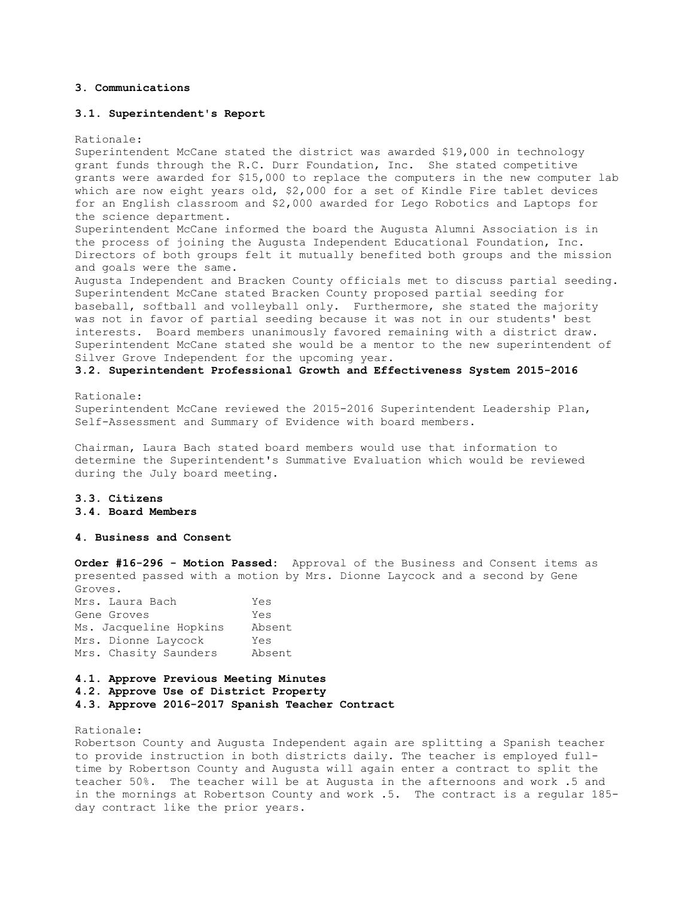### 3. Communications

#### 3.1. Superintendent's Report

Rationale:
Superintendent McCane stated the district was awarded $19,000 in technology grant funds through the R.C. Durr Foundation, Inc. She stated competitive grants were awarded for $15,000 to replace the computers in the new computer lab which are now eight years old, $2,000 for a set of Kindle Fire tablet devices for an English classroom and $2,000 awarded for Lego Robotics and Laptops for the science department.
Superintendent McCane informed the board the Augusta Alumni Association is in the process of joining the Augusta Independent Educational Foundation, Inc. Directors of both groups felt it mutually benefited both groups and the mission and goals were the same.
Augusta Independent and Bracken County officials met to discuss partial seeding. Superintendent McCane stated Bracken County proposed partial seeding for baseball, softball and volleyball only. Furthermore, she stated the majority was not in favor of partial seeding because it was not in our students' best interests. Board members unanimously favored remaining with a district draw. Superintendent McCane stated she would be a mentor to the new superintendent of Silver Grove Independent for the upcoming year.

#### 3.2. Superintendent Professional Growth and Effectiveness System 2015-2016

Rationale:
Superintendent McCane reviewed the 2015-2016 Superintendent Leadership Plan, Self-Assessment and Summary of Evidence with board members.

Chairman, Laura Bach stated board members would use that information to determine the Superintendent's Summative Evaluation which would be reviewed during the July board meeting.

#### 3.3. Citizens

#### 3.4. Board Members

### 4. Business and Consent

**Order #16-296 - Motion Passed:** Approval of the Business and Consent items as presented passed with a motion by Mrs. Dionne Laycock and a second by Gene Groves.

| | |
|---|---|
| Mrs. Laura Bach | Yes |
| Gene Groves | Yes |
| Ms. Jacqueline Hopkins | Absent |
| Mrs. Dionne Laycock | Yes |
| Mrs. Chasity Saunders | Absent |

#### 4.1. Approve Previous Meeting Minutes

#### 4.2. Approve Use of District Property

#### 4.3. Approve 2016-2017 Spanish Teacher Contract

Rationale:
Robertson County and Augusta Independent again are splitting a Spanish teacher to provide instruction in both districts daily. The teacher is employed full-time by Robertson County and Augusta will again enter a contract to split the teacher 50%. The teacher will be at Augusta in the afternoons and work .5 and in the mornings at Robertson County and work .5. The contract is a regular 185-day contract like the prior years.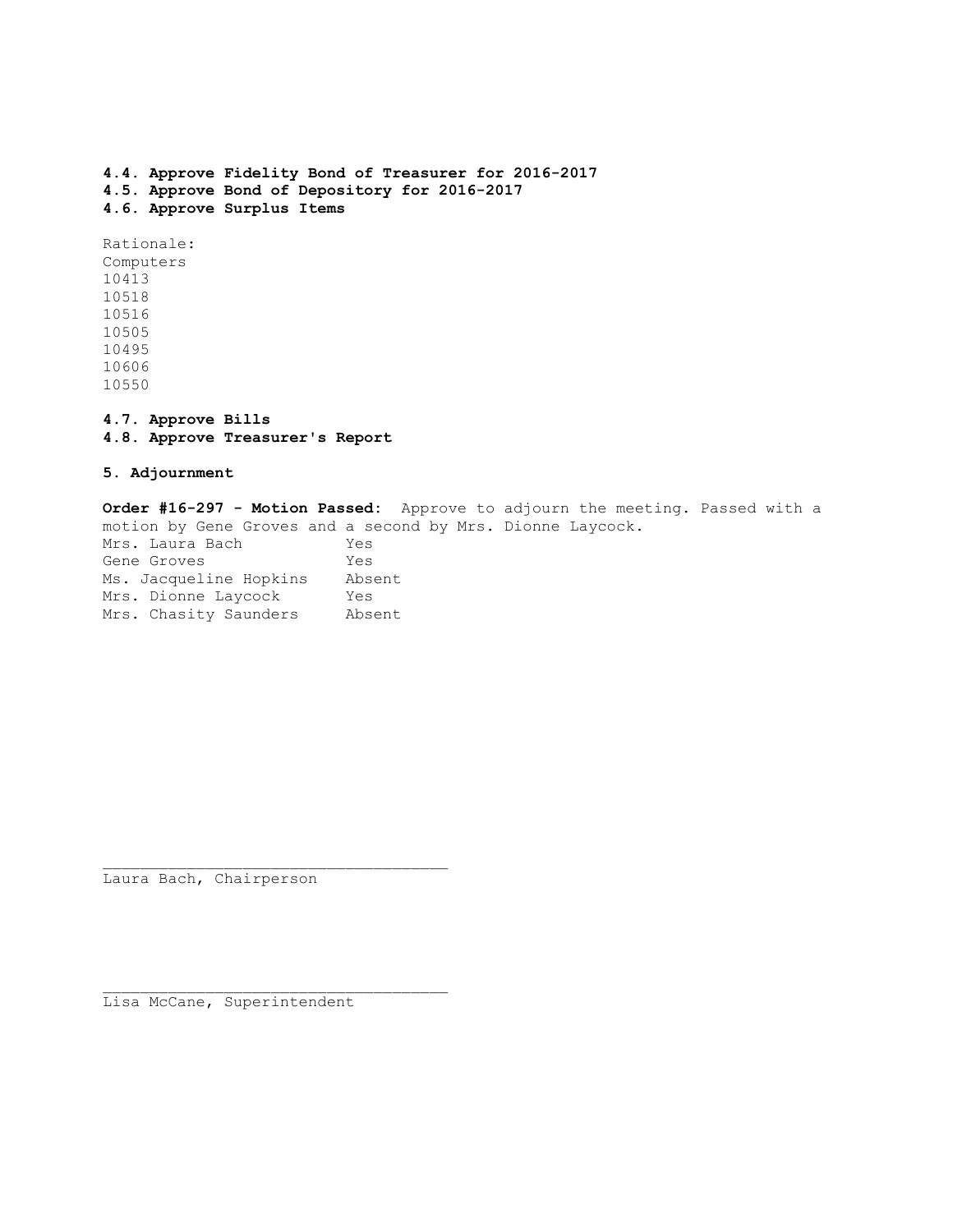**4.4. Approve Fidelity Bond of Treasurer for 2016-2017**
**4.5. Approve Bond of Depository for 2016-2017**
**4.6. Approve Surplus Items**

Rationale:
Computers
10413
10518
10516
10505
10495
10606
10550

**4.7. Approve Bills**
**4.8. Approve Treasurer's Report**

**5. Adjournment**

**Order #16-297 - Motion Passed:** Approve to adjourn the meeting. Passed with a motion by Gene Groves and a second by Mrs. Dionne Laycock.

| | |
|---|---|
| Mrs. Laura Bach | Yes |
| Gene Groves | Yes |
| Ms. Jacqueline Hopkins | Absent |
| Mrs. Dionne Laycock | Yes |
| Mrs. Chasity Saunders | Absent |

_____________________________________
Laura Bach, Chairperson

_____________________________________
Lisa McCane, Superintendent